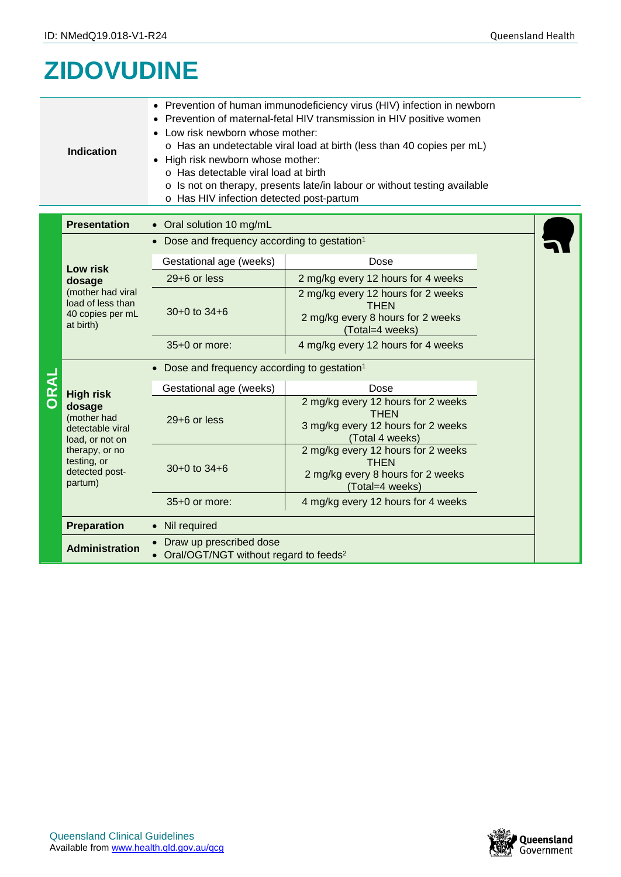# ZIDOVUDINE

| | |
|---|---|
| **Indication** | • Prevention of human immunodeficiency virus (HIV) infection in newborn<br>• Prevention of maternal-fetal HIV transmission in HIV positive women<br>• Low risk newborn whose mother:<br>  o Has an undetectable viral load at birth (less than 40 copies per mL)<br>• High risk newborn whose mother:<br>  o Has detectable viral load at birth<br>  o Is not on therapy, presents late/in labour or without testing available<br>  o Has HIV infection detected post-partum |

## ORAL

**Presentation**

- Oral solution 10 mg/mL

**Low risk dosage** (mother had viral load of less than 40 copies per mL at birth)

- Dose and frequency according to gestation[1]

| Gestational age (weeks) | Dose |
|---|---|
| 29+6 or less | 2 mg/kg every 12 hours for 4 weeks |
| 30+0 to 34+6 | 2 mg/kg every 12 hours for 2 weeks THEN 2 mg/kg every 8 hours for 2 weeks (Total=4 weeks) |
| 35+0 or more: | 4 mg/kg every 12 hours for 4 weeks |

**High risk dosage** (mother had detectable viral load, or not on therapy, or no testing, or detected post-partum)

- Dose and frequency according to gestation[1]

| Gestational age (weeks) | Dose |
|---|---|
| 29+6 or less | 2 mg/kg every 12 hours for 2 weeks THEN 3 mg/kg every 12 hours for 2 weeks (Total 4 weeks) |
| 30+0 to 34+6 | 2 mg/kg every 12 hours for 2 weeks THEN 2 mg/kg every 8 hours for 2 weeks (Total=4 weeks) |
| 35+0 or more: | 4 mg/kg every 12 hours for 4 weeks |

**Preparation**

- Nil required

**Administration**

- Draw up prescribed dose
- Oral/OGT/NGT without regard to feeds[2]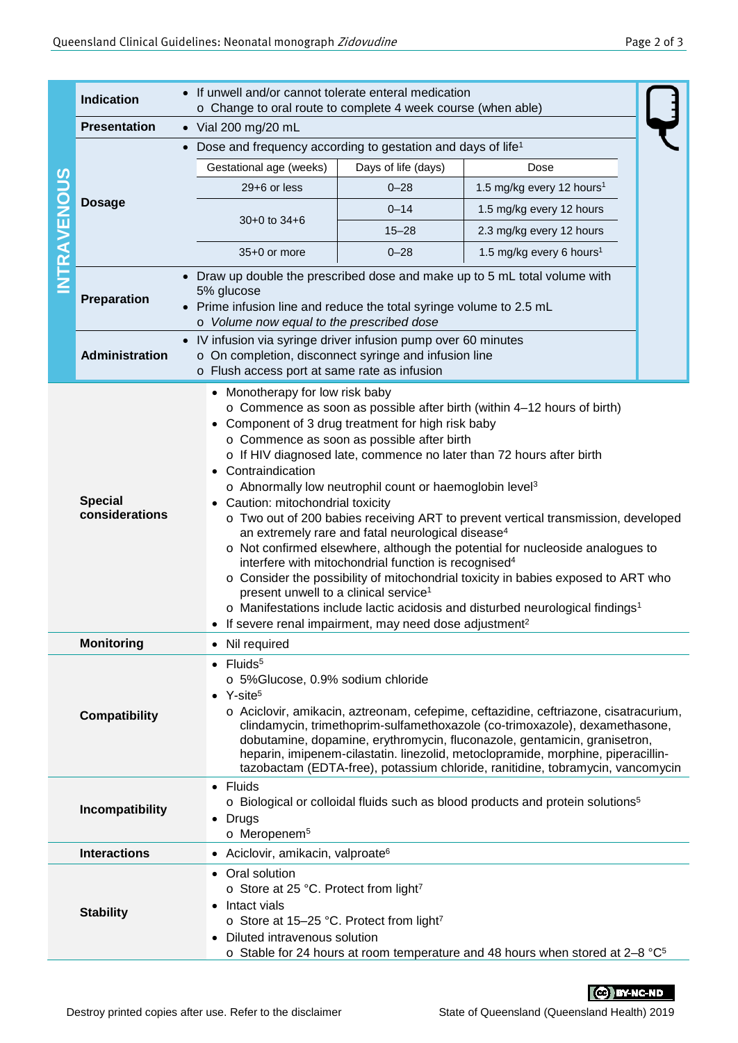| INTRAVENOUS | | |
|---|---|---|
| **Indication** | • If unwell and/or cannot tolerate enteral medication<br>o Change to oral route to complete 4 week course (when able) | |
| **Presentation** | • Vial 200 mg/20 mL | |
| **Dosage** | • Dose and frequency according to gestation and days of life[1] | |
| **Preparation** | • Draw up double the prescribed dose and make up to 5 mL total volume with 5% glucose<br>• Prime infusion line and reduce the total syringe volume to 2.5 mL<br>o *Volume now equal to the prescribed dose* | |
| **Administration** | • IV infusion via syringe driver infusion pump over 60 minutes<br>o On completion, disconnect syringe and infusion line<br>o Flush access port at same rate as infusion | |

| Gestational age (weeks) | Days of life (days) | Dose |
|---|---|---|
| 29+6 or less | 0–28 | 1.5 mg/kg every 12 hours[1] |
| 30+0 to 34+6 | 0–14 | 1.5 mg/kg every 12 hours |
| | 15–28 | 2.3 mg/kg every 12 hours |
| 35+0 or more | 0–28 | 1.5 mg/kg every 6 hours[1] |

| | |
|---|---|
| **Special considerations** | • Monotherapy for low risk baby<br>o Commence as soon as possible after birth (within 4–12 hours of birth)<br>• Component of 3 drug treatment for high risk baby<br>o Commence as soon as possible after birth<br>o If HIV diagnosed late, commence no later than 72 hours after birth<br>• Contraindication<br>o Abnormally low neutrophil count or haemoglobin level[3]<br>• Caution: mitochondrial toxicity<br>o Two out of 200 babies receiving ART to prevent vertical transmission, developed an extremely rare and fatal neurological disease[4]<br>o Not confirmed elsewhere, although the potential for nucleoside analogues to interfere with mitochondrial function is recognised[4]<br>o Consider the possibility of mitochondrial toxicity in babies exposed to ART who present unwell to a clinical service[1]<br>o Manifestations include lactic acidosis and disturbed neurological findings[1]<br>• If severe renal impairment, may need dose adjustment[2] |
| **Monitoring** | • Nil required |
| **Compatibility** | • Fluids[5]<br>o 5%Glucose, 0.9% sodium chloride<br>• Y-site[5]<br>o Aciclovir, amikacin, aztreonam, cefepime, ceftazidine, ceftriazone, cisatracurium, clindamycin, trimethoprim-sulfamethoxazole (co-trimoxazole), dexamethasone, dobutamine, dopamine, erythromycin, fluconazole, gentamicin, granisetron, heparin, imipenem-cilastatin. linezolid, metoclopramide, morphine, piperacillin-tazobactam (EDTA-free), potassium chloride, ranitidine, tobramycin, vancomycin |
| **Incompatibility** | • Fluids<br>o Biological or colloidal fluids such as blood products and protein solutions[5]<br>• Drugs<br>o Meropenem[5] |
| **Interactions** | • Aciclovir, amikacin, valproate[6] |
| **Stability** | • Oral solution<br>o Store at 25 °C. Protect from light[7]<br>• Intact vials<br>o Store at 15–25 °C. Protect from light[7]<br>• Diluted intravenous solution<br>o Stable for 24 hours at room temperature and 48 hours when stored at 2–8 °C[5] |

Destroy printed copies after use. Refer to the disclaimer

State of Queensland (Queensland Health) 2019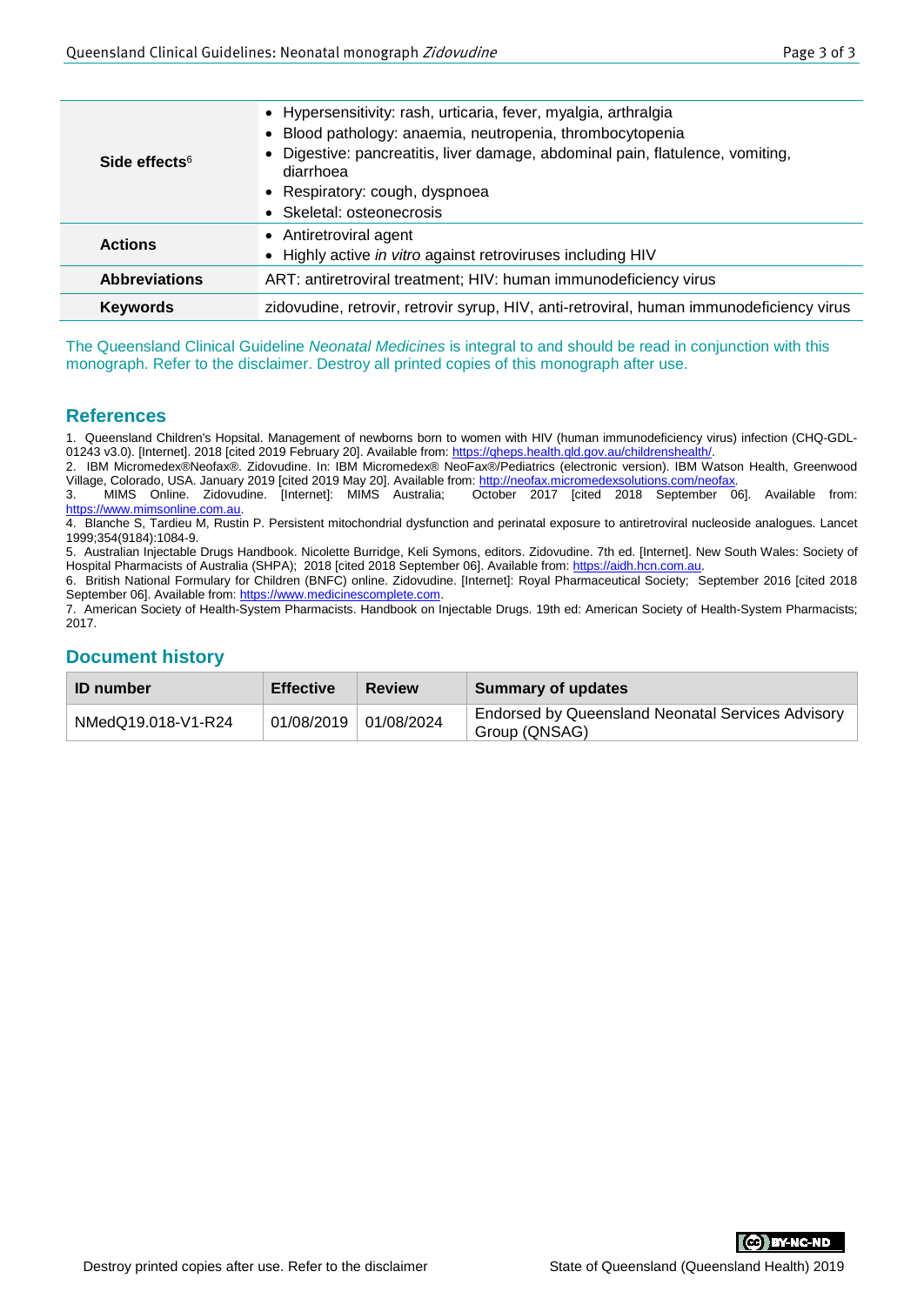| | |
|---|---|
| **Side effects**[6] | • Hypersensitivity: rash, urticaria, fever, myalgia, arthralgia<br>• Blood pathology: anaemia, neutropenia, thrombocytopenia<br>• Digestive: pancreatitis, liver damage, abdominal pain, flatulence, vomiting, diarrhoea<br>• Respiratory: cough, dyspnoea<br>• Skeletal: osteonecrosis |
| **Actions** | • Antiretroviral agent<br>• Highly active *in vitro* against retroviruses including HIV |
| **Abbreviations** | ART: antiretroviral treatment; HIV: human immunodeficiency virus |
| **Keywords** | zidovudine, retrovir, retrovir syrup, HIV, anti-retroviral, human immunodeficiency virus |

The Queensland Clinical Guideline *Neonatal Medicines* is integral to and should be read in conjunction with this monograph. Refer to the disclaimer. Destroy all printed copies of this monograph after use.

## References

1. Queensland Children's Hopsital. Management of newborns born to women with HIV (human immunodeficiency virus) infection (CHQ-GDL-01243 v3.0). [Internet]. 2018 [cited 2019 February 20]. Available from: https://qheps.health.qld.gov.au/childrenshealth/.
2. IBM Micromedex®Neofax®. Zidovudine. In: IBM Micromedex® NeoFax®/Pediatrics (electronic version). IBM Watson Health, Greenwood Village, Colorado, USA. January 2019 [cited 2019 May 20]. Available from: http://neofax.micromedexsolutions.com/neofax.
3. MIMS Online. Zidovudine. [Internet]: MIMS Australia; October 2017 [cited 2018 September 06]. Available from: https://www.mimsonline.com.au.
4. Blanche S, Tardieu M, Rustin P. Persistent mitochondrial dysfunction and perinatal exposure to antiretroviral nucleoside analogues. Lancet 1999;354(9184):1084-9.
5. Australian Injectable Drugs Handbook. Nicolette Burridge, Keli Symons, editors. Zidovudine. 7th ed. [Internet]. New South Wales: Society of Hospital Pharmacists of Australia (SHPA); 2018 [cited 2018 September 06]. Available from: https://aidh.hcn.com.au.
6. British National Formulary for Children (BNFC) online. Zidovudine. [Internet]: Royal Pharmaceutical Society; September 2016 [cited 2018 September 06]. Available from: https://www.medicinescomplete.com.
7. American Society of Health-System Pharmacists. Handbook on Injectable Drugs. 19th ed: American Society of Health-System Pharmacists; 2017.

## Document history

| ID number | Effective | Review | Summary of updates |
|---|---|---|---|
| NMedQ19.018-V1-R24 | 01/08/2019 | 01/08/2024 | Endorsed by Queensland Neonatal Services Advisory Group (QNSAG) |